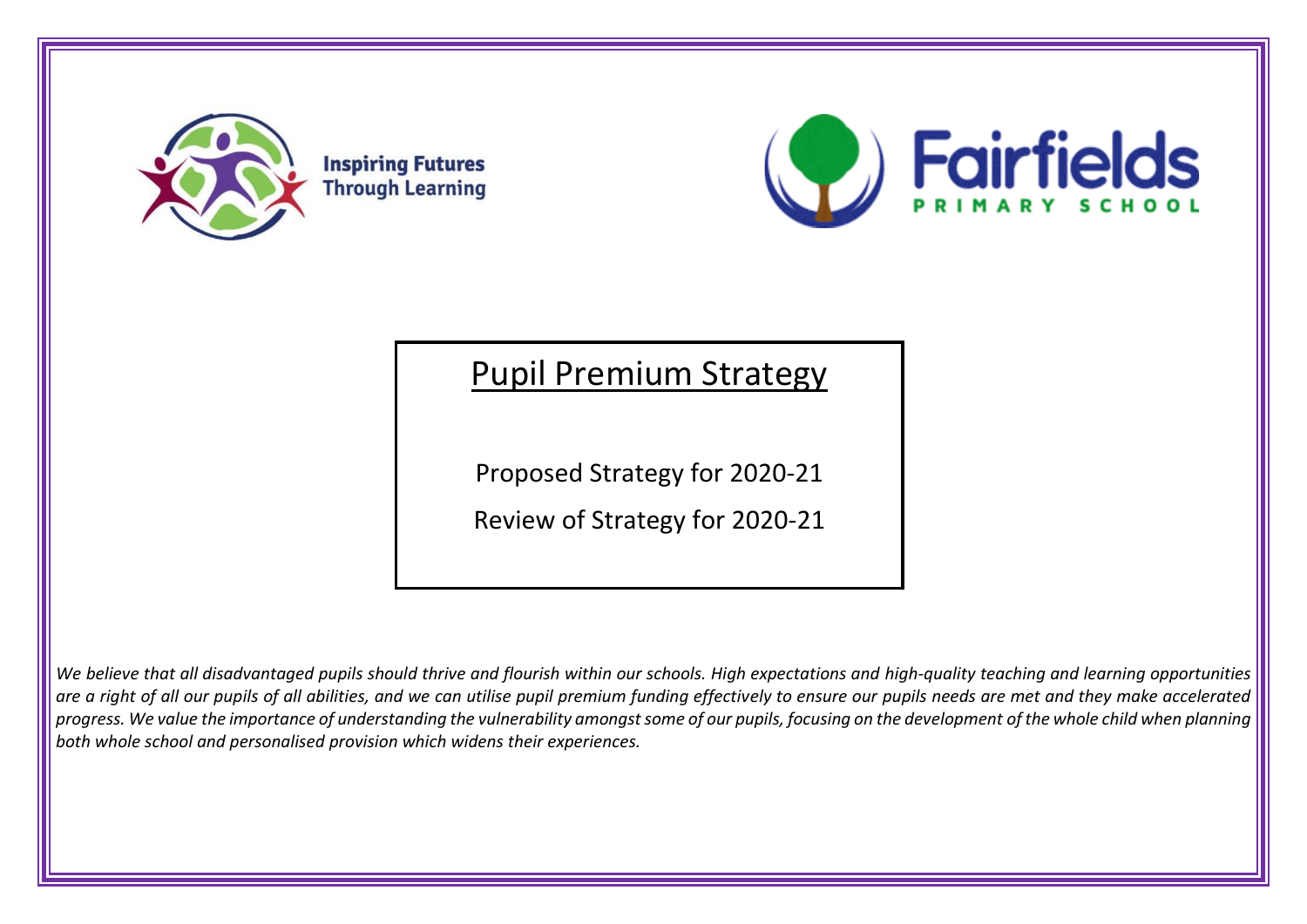Inspiring Futures Through Learning

Fairfields PRIMARY SCHOOL

# Pupil Premium Strategy

Proposed Strategy for 2020-21

Review of Strategy for 2020-21

*We believe that all disadvantaged pupils should thrive and flourish within our schools. High expectations and high-quality teaching and learning opportunities are a right of all our pupils of all abilities, and we can utilise pupil premium funding effectively to ensure our pupils needs are met and they make accelerated progress. We value the importance of understanding the vulnerability amongst some of our pupils, focusing on the development of the whole child when planning both whole school and personalised provision which widens their experiences.*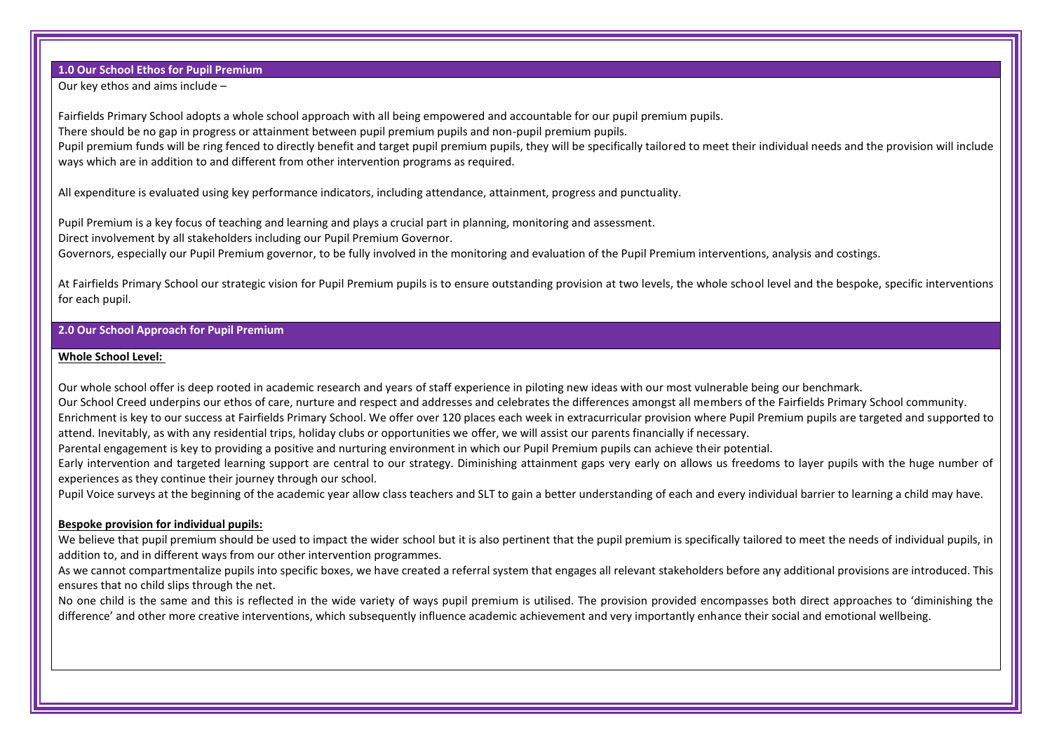## 1.0 Our School Ethos for Pupil Premium

Our key ethos and aims include –

Fairfields Primary School adopts a whole school approach with all being empowered and accountable for our pupil premium pupils.
There should be no gap in progress or attainment between pupil premium pupils and non-pupil premium pupils.
Pupil premium funds will be ring fenced to directly benefit and target pupil premium pupils, they will be specifically tailored to meet their individual needs and the provision will include ways which are in addition to and different from other intervention programs as required.

All expenditure is evaluated using key performance indicators, including attendance, attainment, progress and punctuality.

Pupil Premium is a key focus of teaching and learning and plays a crucial part in planning, monitoring and assessment.
Direct involvement by all stakeholders including our Pupil Premium Governor.
Governors, especially our Pupil Premium governor, to be fully involved in the monitoring and evaluation of the Pupil Premium interventions, analysis and costings.

At Fairfields Primary School our strategic vision for Pupil Premium pupils is to ensure outstanding provision at two levels, the whole school level and the bespoke, specific interventions for each pupil.

## 2.0 Our School Approach for Pupil Premium

**Whole School Level:**

Our whole school offer is deep rooted in academic research and years of staff experience in piloting new ideas with our most vulnerable being our benchmark.
Our School Creed underpins our ethos of care, nurture and respect and addresses and celebrates the differences amongst all members of the Fairfields Primary School community.
Enrichment is key to our success at Fairfields Primary School. We offer over 120 places each week in extracurricular provision where Pupil Premium pupils are targeted and supported to attend. Inevitably, as with any residential trips, holiday clubs or opportunities we offer, we will assist our parents financially if necessary.
Parental engagement is key to providing a positive and nurturing environment in which our Pupil Premium pupils can achieve their potential.
Early intervention and targeted learning support are central to our strategy. Diminishing attainment gaps very early on allows us freedoms to layer pupils with the huge number of experiences as they continue their journey through our school.
Pupil Voice surveys at the beginning of the academic year allow class teachers and SLT to gain a better understanding of each and every individual barrier to learning a child may have.

**Bespoke provision for individual pupils:**

We believe that pupil premium should be used to impact the wider school but it is also pertinent that the pupil premium is specifically tailored to meet the needs of individual pupils, in addition to, and in different ways from our other intervention programmes.
As we cannot compartmentalize pupils into specific boxes, we have created a referral system that engages all relevant stakeholders before any additional provisions are introduced. This ensures that no child slips through the net.
No one child is the same and this is reflected in the wide variety of ways pupil premium is utilised. The provision provided encompasses both direct approaches to 'diminishing the difference' and other more creative interventions, which subsequently influence academic achievement and very importantly enhance their social and emotional wellbeing.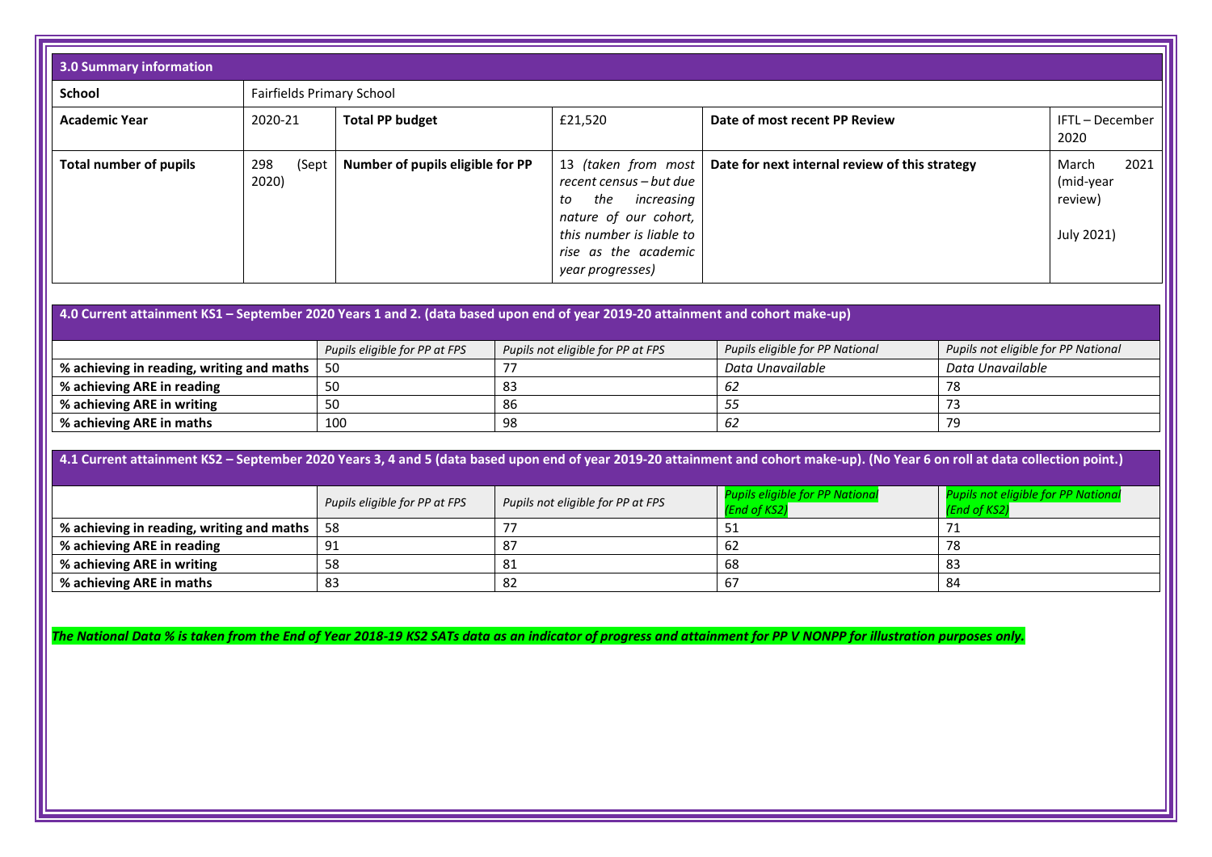## 3.0 Summary information

| **School** | Fairfields Primary School | | | | |
|---|---|---|---|---|---|
| **Academic Year** | 2020-21 | **Total PP budget** | £21,520 | **Date of most recent PP Review** | IFTL – December 2020 |
| **Total number of pupils** | 298 (Sept 2020) | **Number of pupils eligible for PP** | 13 *(taken from most recent census – but due to the increasing nature of our cohort, this number is liable to rise as the academic year progresses)* | **Date for next internal review of this strategy** | March 2021 (mid-year review)<br><br>July 2021) |

## 4.0 Current attainment KS1 – September 2020 Years 1 and 2. (data based upon end of year 2019-20 attainment and cohort make-up)

| | *Pupils eligible for PP at FPS* | *Pupils not eligible for PP at FPS* | *Pupils eligible for PP National* | *Pupils not eligible for PP National* |
|---|---|---|---|---|
| **% achieving in reading, writing and maths** | 50 | 77 | *Data Unavailable* | *Data Unavailable* |
| **% achieving ARE in reading** | 50 | 83 | *62* | 78 |
| **% achieving ARE in writing** | 50 | 86 | *55* | 73 |
| **% achieving ARE in maths** | 100 | 98 | *62* | 79 |

## 4.1 Current attainment KS2 – September 2020 Years 3, 4 and 5 (data based upon end of year 2019-20 attainment and cohort make-up). (No Year 6 on roll at data collection point.)

| | *Pupils eligible for PP at FPS* | *Pupils not eligible for PP at FPS* | *Pupils eligible for PP National (End of KS2)* | *Pupils not eligible for PP National (End of KS2)* |
|---|---|---|---|---|
| **% achieving in reading, writing and maths** | 58 | 77 | 51 | 71 |
| **% achieving ARE in reading** | 91 | 87 | 62 | 78 |
| **% achieving ARE in writing** | 58 | 81 | 68 | 83 |
| **% achieving ARE in maths** | 83 | 82 | 67 | 84 |

***The National Data % is taken from the End of Year 2018-19 KS2 SATs data as an indicator of progress and attainment for PP V NONPP for illustration purposes only.***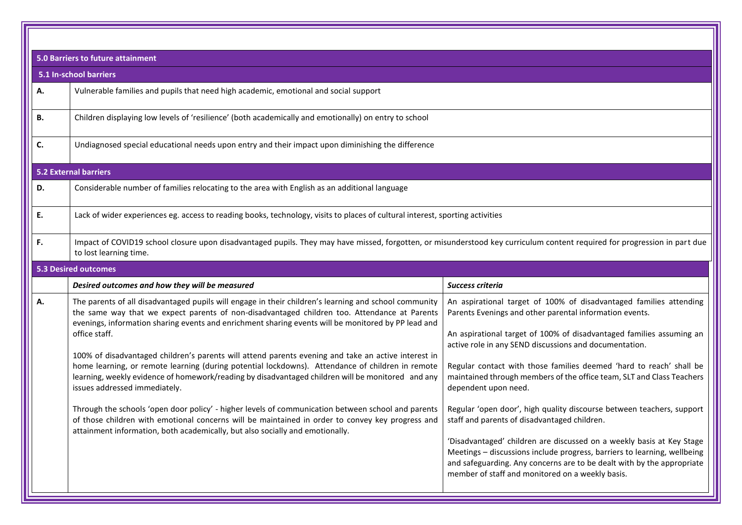## 5.0 Barriers to future attainment

### 5.1 In-school barriers

| | |
|---|---|
| **A.** | Vulnerable families and pupils that need high academic, emotional and social support |
| **B.** | Children displaying low levels of 'resilience' (both academically and emotionally) on entry to school |
| **C.** | Undiagnosed special educational needs upon entry and their impact upon diminishing the difference |

### 5.2 External barriers

| | |
|---|---|
| **D.** | Considerable number of families relocating to the area with English as an additional language |
| **E.** | Lack of wider experiences eg. access to reading books, technology, visits to places of cultural interest, sporting activities |
| **F.** | Impact of COVID19 school closure upon disadvantaged pupils. They may have missed, forgotten, or misunderstood key curriculum content required for progression in part due to lost learning time. |

### 5.3 Desired outcomes

| | *Desired outcomes and how they will be measured* | *Success criteria* |
|---|---|---|
| **A.** | The parents of all disadvantaged pupils will engage in their children's learning and school community the same way that we expect parents of non-disadvantaged children too. Attendance at Parents evenings, information sharing events and enrichment sharing events will be monitored by PP lead and office staff.<br><br>100% of disadvantaged children's parents will attend parents evening and take an active interest in home learning, or remote learning (during potential lockdowns). Attendance of children in remote learning, weekly evidence of homework/reading by disadvantaged children will be monitored and any issues addressed immediately.<br><br>Through the schools 'open door policy' - higher levels of communication between school and parents of those children with emotional concerns will be maintained in order to convey key progress and attainment information, both academically, but also socially and emotionally. | An aspirational target of 100% of disadvantaged families attending Parents Evenings and other parental information events.<br><br>An aspirational target of 100% of disadvantaged families assuming an active role in any SEND discussions and documentation.<br><br>Regular contact with those families deemed 'hard to reach' shall be maintained through members of the office team, SLT and Class Teachers dependent upon need.<br><br>Regular 'open door', high quality discourse between teachers, support staff and parents of disadvantaged children.<br><br>'Disadvantaged' children are discussed on a weekly basis at Key Stage Meetings – discussions include progress, barriers to learning, wellbeing and safeguarding. Any concerns are to be dealt with by the appropriate member of staff and monitored on a weekly basis. |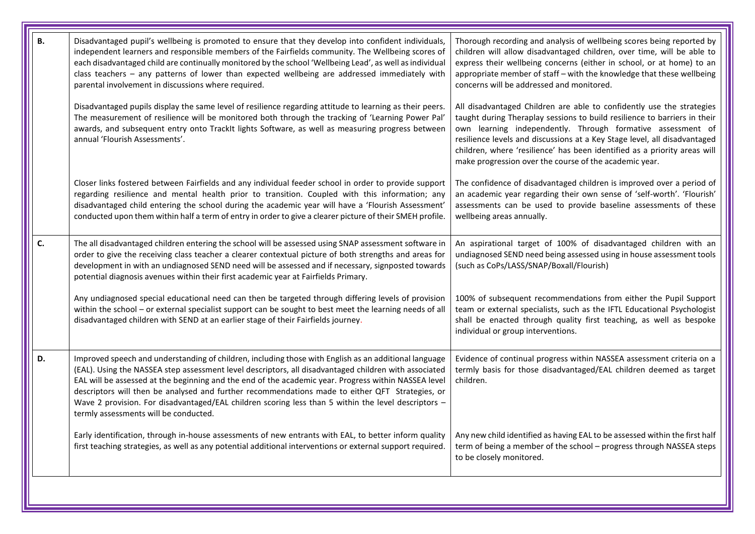| | | |
|---|---|---|
| **B.** | Disadvantaged pupil's wellbeing is promoted to ensure that they develop into confident individuals, independent learners and responsible members of the Fairfields community. The Wellbeing scores of each disadvantaged child are continually monitored by the school 'Wellbeing Lead', as well as individual class teachers – any patterns of lower than expected wellbeing are addressed immediately with parental involvement in discussions where required. | Thorough recording and analysis of wellbeing scores being reported by children will allow disadvantaged children, over time, will be able to express their wellbeing concerns (either in school, or at home) to an appropriate member of staff – with the knowledge that these wellbeing concerns will be addressed and monitored. |
| | Disadvantaged pupils display the same level of resilience regarding attitude to learning as their peers. The measurement of resilience will be monitored both through the tracking of 'Learning Power Pal' awards, and subsequent entry onto TrackIt lights Software, as well as measuring progress between annual 'Flourish Assessments'. | All disadvantaged Children are able to confidently use the strategies taught during Theraplay sessions to build resilience to barriers in their own learning independently. Through formative assessment of resilience levels and discussions at a Key Stage level, all disadvantaged children, where 'resilience' has been identified as a priority areas will make progression over the course of the academic year. |
| | Closer links fostered between Fairfields and any individual feeder school in order to provide support regarding resilience and mental health prior to transition. Coupled with this information; any disadvantaged child entering the school during the academic year will have a 'Flourish Assessment' conducted upon them within half a term of entry in order to give a clearer picture of their SMEH profile. | The confidence of disadvantaged children is improved over a period of an academic year regarding their own sense of 'self-worth'. 'Flourish' assessments can be used to provide baseline assessments of these wellbeing areas annually. |
| **C.** | The all disadvantaged children entering the school will be assessed using SNAP assessment software in order to give the receiving class teacher a clearer contextual picture of both strengths and areas for development in with an undiagnosed SEND need will be assessed and if necessary, signposted towards potential diagnosis avenues within their first academic year at Fairfields Primary. | An aspirational target of 100% of disadvantaged children with an undiagnosed SEND need being assessed using in house assessment tools (such as CoPs/LASS/SNAP/Boxall/Flourish) |
| | Any undiagnosed special educational need can then be targeted through differing levels of provision within the school – or external specialist support can be sought to best meet the learning needs of all disadvantaged children with SEND at an earlier stage of their Fairfields journey. | 100% of subsequent recommendations from either the Pupil Support team or external specialists, such as the IFTL Educational Psychologist shall be enacted through quality first teaching, as well as bespoke individual or group interventions. |
| **D.** | Improved speech and understanding of children, including those with English as an additional language (EAL). Using the NASSEA step assessment level descriptors, all disadvantaged children with associated EAL will be assessed at the beginning and the end of the academic year. Progress within NASSEA level descriptors will then be analysed and further recommendations made to either QFT Strategies, or Wave 2 provision. For disadvantaged/EAL children scoring less than 5 within the level descriptors – termly assessments will be conducted. | Evidence of continual progress within NASSEA assessment criteria on a termly basis for those disadvantaged/EAL children deemed as target children. |
| | Early identification, through in-house assessments of new entrants with EAL, to better inform quality first teaching strategies, as well as any potential additional interventions or external support required. | Any new child identified as having EAL to be assessed within the first half term of being a member of the school – progress through NASSEA steps to be closely monitored. |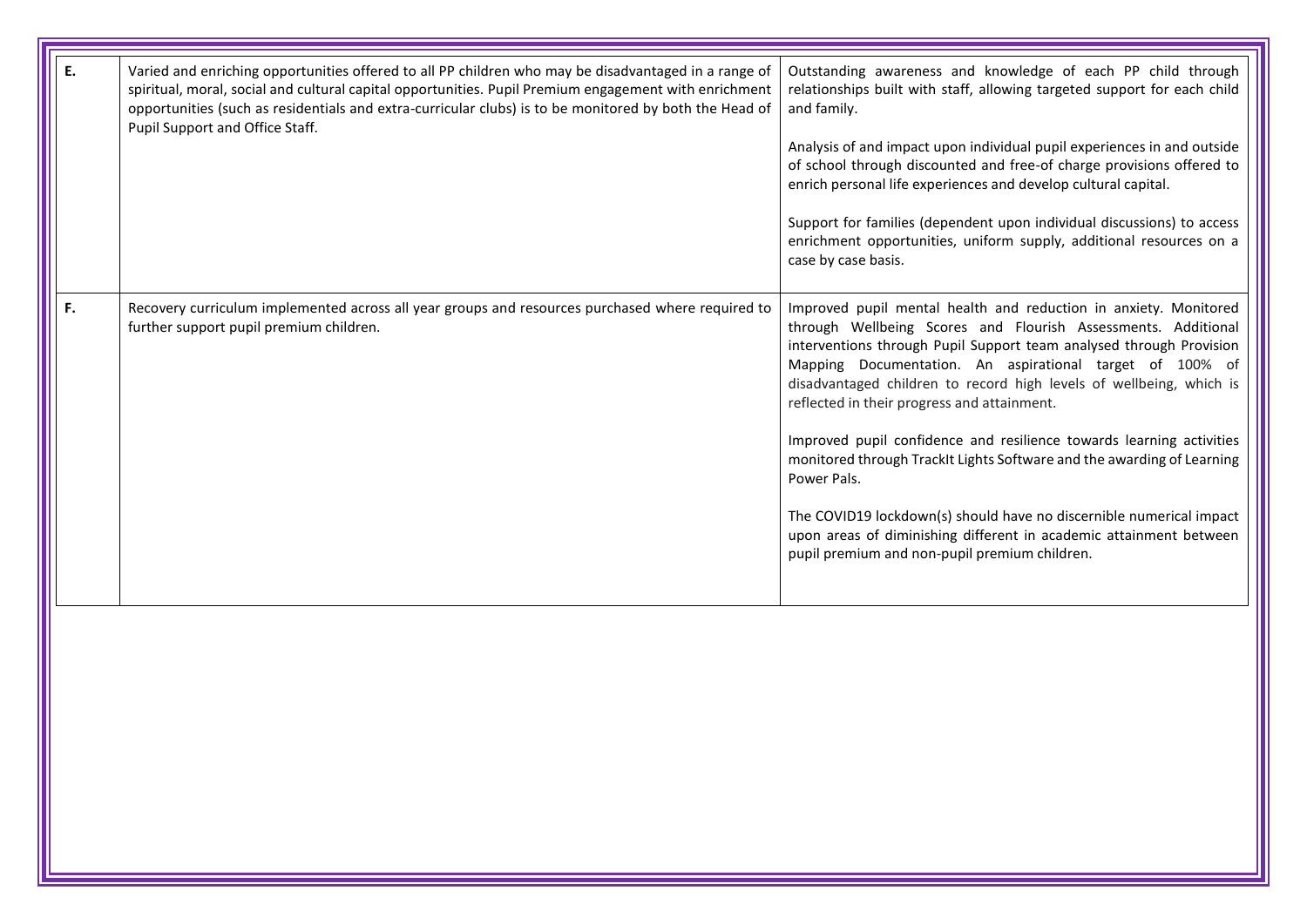| | | |
|---|---|---|
| **E.** | Varied and enriching opportunities offered to all PP children who may be disadvantaged in a range of spiritual, moral, social and cultural capital opportunities. Pupil Premium engagement with enrichment opportunities (such as residentials and extra-curricular clubs) is to be monitored by both the Head of Pupil Support and Office Staff. | Outstanding awareness and knowledge of each PP child through relationships built with staff, allowing targeted support for each child and family.<br><br>Analysis of and impact upon individual pupil experiences in and outside of school through discounted and free-of charge provisions offered to enrich personal life experiences and develop cultural capital.<br><br>Support for families (dependent upon individual discussions) to access enrichment opportunities, uniform supply, additional resources on a case by case basis. |
| **F.** | Recovery curriculum implemented across all year groups and resources purchased where required to further support pupil premium children. | Improved pupil mental health and reduction in anxiety. Monitored through Wellbeing Scores and Flourish Assessments. Additional interventions through Pupil Support team analysed through Provision Mapping Documentation. An aspirational target of 100% of disadvantaged children to record high levels of wellbeing, which is reflected in their progress and attainment.<br><br>Improved pupil confidence and resilience towards learning activities monitored through TrackIt Lights Software and the awarding of Learning Power Pals.<br><br>The COVID19 lockdown(s) should have no discernible numerical impact upon areas of diminishing different in academic attainment between pupil premium and non-pupil premium children. |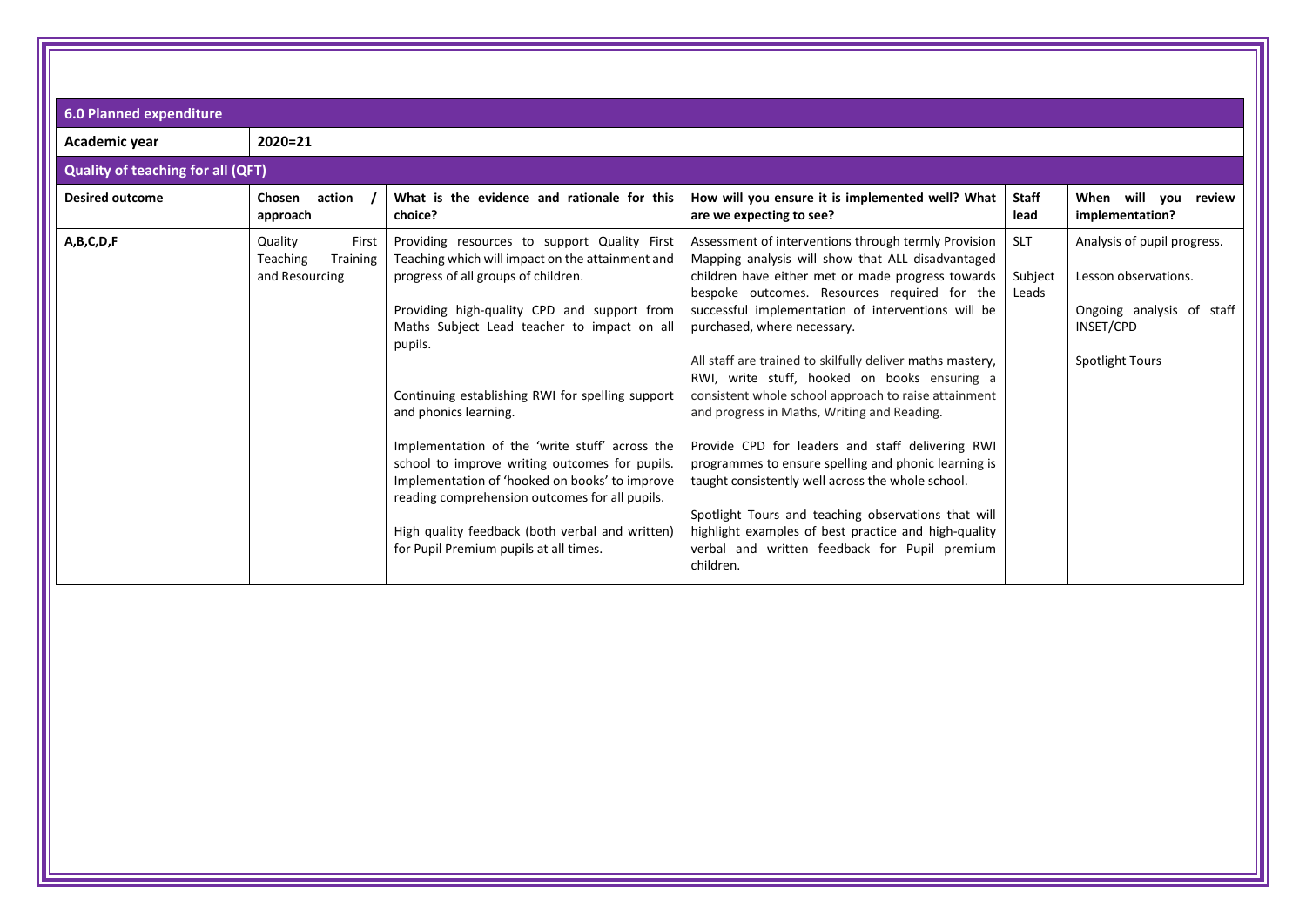| 6.0 Planned expenditure | | | | | |
|---|---|---|---|---|---|
| **Academic year** | **2020=21** | | | | |
| **Quality of teaching for all (QFT)** | | | | | |
| **Desired outcome** | **Chosen action / approach** | **What is the evidence and rationale for this choice?** | **How will you ensure it is implemented well? What are we expecting to see?** | **Staff lead** | **When will you review implementation?** |
| **A,B,C,D,F** | Quality First Teaching Training and Resourcing | Providing resources to support Quality First Teaching which will impact on the attainment and progress of all groups of children.<br><br>Providing high-quality CPD and support from Maths Subject Lead teacher to impact on all pupils.<br><br>Continuing establishing RWI for spelling support and phonics learning.<br><br>Implementation of the 'write stuff' across the school to improve writing outcomes for pupils. Implementation of 'hooked on books' to improve reading comprehension outcomes for all pupils.<br><br>High quality feedback (both verbal and written) for Pupil Premium pupils at all times. | Assessment of interventions through termly Provision Mapping analysis will show that ALL disadvantaged children have either met or made progress towards bespoke outcomes. Resources required for the successful implementation of interventions will be purchased, where necessary.<br><br>All staff are trained to skilfully deliver maths mastery, RWI, write stuff, hooked on books ensuring a consistent whole school approach to raise attainment and progress in Maths, Writing and Reading.<br><br>Provide CPD for leaders and staff delivering RWI programmes to ensure spelling and phonic learning is taught consistently well across the whole school.<br><br>Spotlight Tours and teaching observations that will highlight examples of best practice and high-quality verbal and written feedback for Pupil premium children. | SLT<br><br>Subject Leads | Analysis of pupil progress.<br><br>Lesson observations.<br><br>Ongoing analysis of staff INSET/CPD<br><br>Spotlight Tours |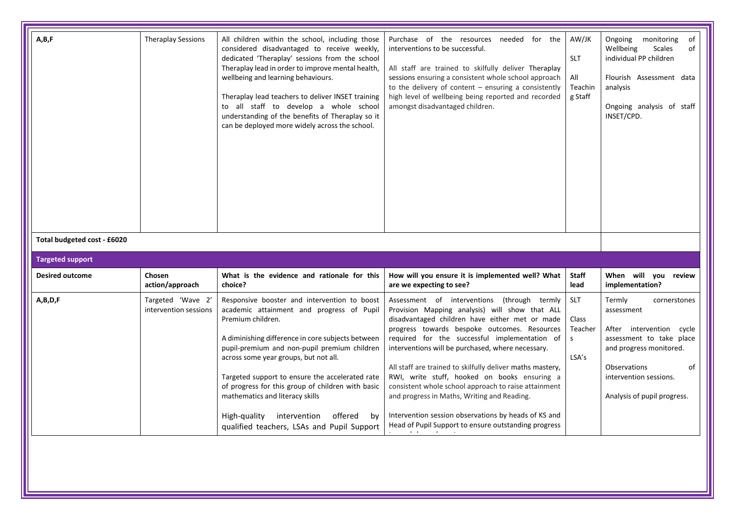| A,B,F | Theraplay Sessions | All children within the school, including those considered disadvantaged to receive weekly, dedicated 'Theraplay' sessions from the school Theraplay lead in order to improve mental health, wellbeing and learning behaviours.<br><br>Theraplay lead teachers to deliver INSET training to all staff to develop a whole school understanding of the benefits of Theraplay so it can be deployed more widely across the school. | Purchase of the resources needed for the interventions to be successful.<br><br>All staff are trained to skilfully deliver Theraplay sessions ensuring a consistent whole school approach to the delivery of content – ensuring a consistently high level of wellbeing being reported and recorded amongst disadvantaged children. | AW/JK<br><br>SLT<br><br>All Teaching Staff | Ongoing monitoring of Wellbeing Scales of individual PP children<br><br>Flourish Assessment data analysis<br><br>Ongoing analysis of staff INSET/CPD. |
|---|---|---|---|---|---|
| **Total budgeted cost - £6020** | | | | | |

**Targeted support**

| Desired outcome | Chosen action/approach | What is the evidence and rationale for this choice? | How will you ensure it is implemented well? What are we expecting to see? | Staff lead | When will you review implementation? |
|---|---|---|---|---|---|
| A,B,D,F | Targeted 'Wave 2' intervention sessions | Responsive booster and intervention to boost academic attainment and progress of Pupil Premium children.<br><br>A diminishing difference in core subjects between pupil-premium and non-pupil premium children across some year groups, but not all.<br><br>Targeted support to ensure the accelerated rate of progress for this group of children with basic mathematics and literacy skills<br><br>High-quality intervention offered by qualified teachers, LSAs and Pupil Support | Assessment of interventions (through termly Provision Mapping analysis) will show that ALL disadvantaged children have either met or made progress towards bespoke outcomes. Resources required for the successful implementation of interventions will be purchased, where necessary.<br><br>All staff are trained to skilfully deliver maths mastery, RWI, write stuff, hooked on books ensuring a consistent whole school approach to raise attainment and progress in Maths, Writing and Reading.<br><br>Intervention session observations by heads of KS and Head of Pupil Support to ensure outstanding progress | SLT<br><br>Class Teachers<br><br>LSA's | Termly cornerstones assessment<br><br>After intervention cycle assessment to take place and progress monitored.<br><br>Observations of intervention sessions.<br><br>Analysis of pupil progress. |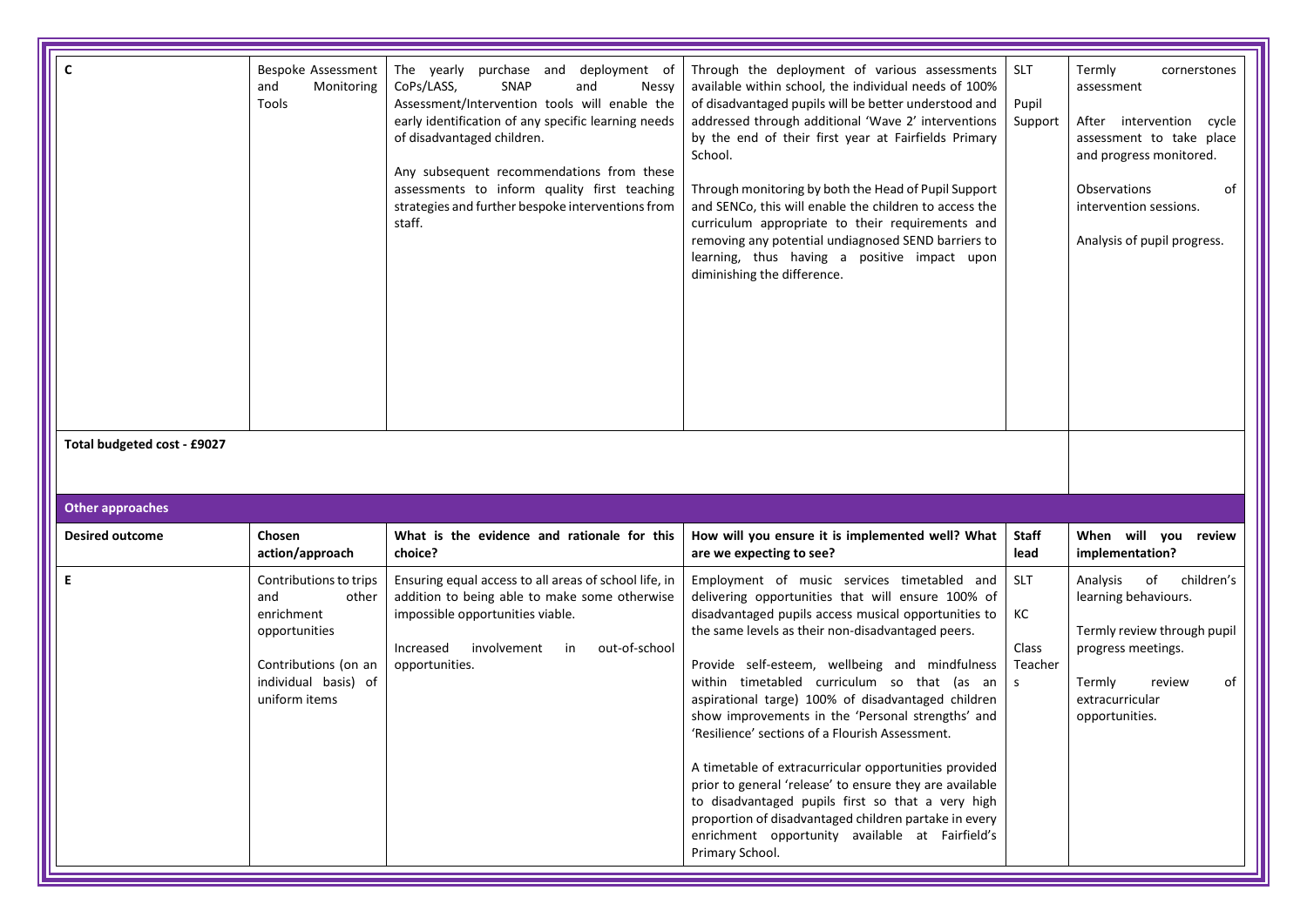| C | Bespoke Assessment and Monitoring Tools | The yearly purchase and deployment of CoPs/LASS, SNAP and Nessy Assessment/Intervention tools will enable the early identification of any specific learning needs of disadvantaged children.<br><br>Any subsequent recommendations from these assessments to inform quality first teaching strategies and further bespoke interventions from staff. | Through the deployment of various assessments available within school, the individual needs of 100% of disadvantaged pupils will be better understood and addressed through additional 'Wave 2' interventions by the end of their first year at Fairfields Primary School.<br><br>Through monitoring by both the Head of Pupil Support and SENCo, this will enable the children to access the curriculum appropriate to their requirements and removing any potential undiagnosed SEND barriers to learning, thus having a positive impact upon diminishing the difference. | SLT<br><br>Pupil Support | Termly cornerstones assessment<br><br>After intervention cycle assessment to take place and progress monitored.<br><br>Observations of intervention sessions.<br><br>Analysis of pupil progress. |
|---|---|---|---|---|---|
| **Total budgeted cost - £9027** | | | | | |

**Other approaches**

| Desired outcome | Chosen action/approach | What is the evidence and rationale for this choice? | How will you ensure it is implemented well? What are we expecting to see? | Staff lead | When will you review implementation? |
|---|---|---|---|---|---|
| E | Contributions to trips and other enrichment opportunities<br><br>Contributions (on an individual basis) of uniform items | Ensuring equal access to all areas of school life, in addition to being able to make some otherwise impossible opportunities viable.<br><br>Increased involvement in out-of-school opportunities. | Employment of music services timetabled and delivering opportunities that will ensure 100% of disadvantaged pupils access musical opportunities to the same levels as their non-disadvantaged peers.<br><br>Provide self-esteem, wellbeing and mindfulness within timetabled curriculum so that (as an aspirational targe) 100% of disadvantaged children show improvements in the 'Personal strengths' and 'Resilience' sections of a Flourish Assessment.<br><br>A timetable of extracurricular opportunities provided prior to general 'release' to ensure they are available to disadvantaged pupils first so that a very high proportion of disadvantaged children partake in every enrichment opportunity available at Fairfield's Primary School. | SLT<br><br>KC<br><br>Class Teachers | Analysis of children's learning behaviours.<br><br>Termly review through pupil progress meetings.<br><br>Termly review of extracurricular opportunities. |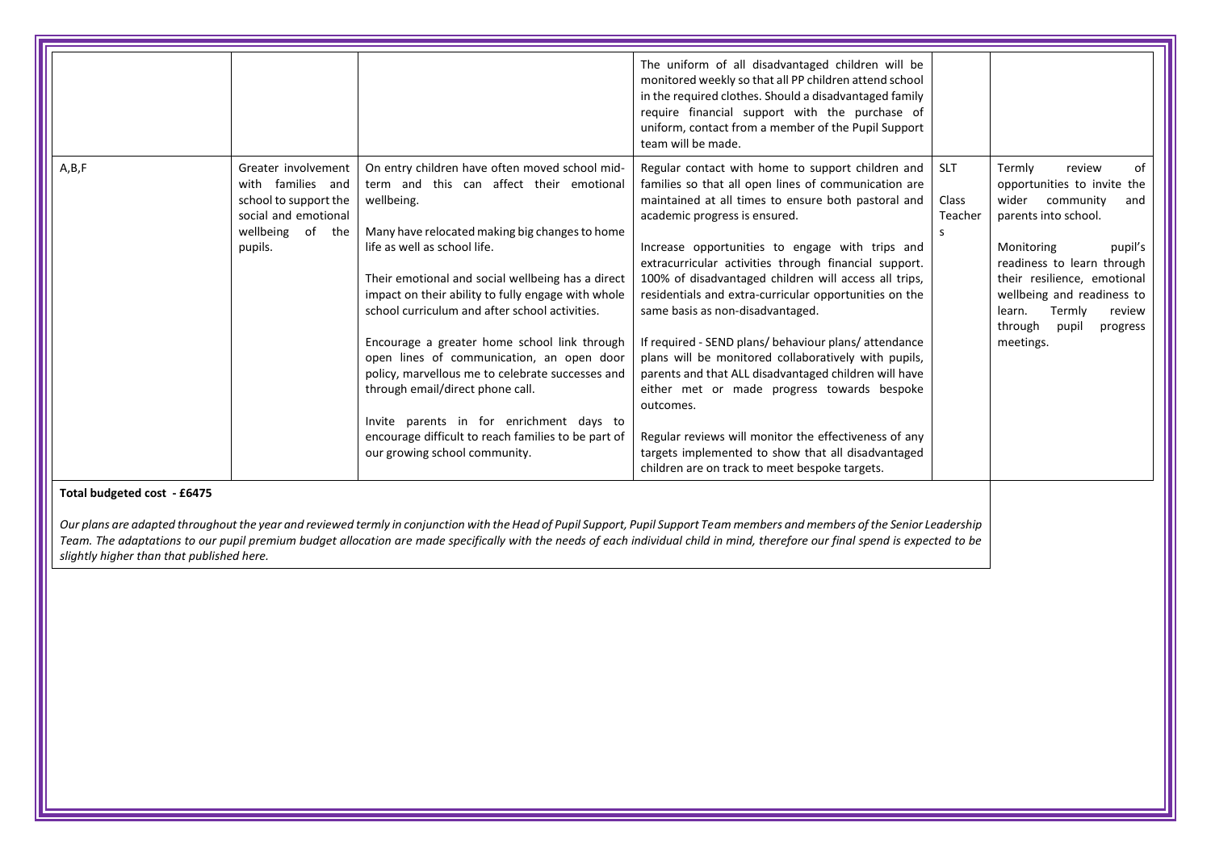| | | | | | |
|---|---|---|---|---|---|
| | | | The uniform of all disadvantaged children will be monitored weekly so that all PP children attend school in the required clothes. Should a disadvantaged family require financial support with the purchase of uniform, contact from a member of the Pupil Support team will be made. | | |
| A,B,F | Greater involvement with families and school to support the social and emotional wellbeing of the pupils. | On entry children have often moved school mid-term and this can affect their emotional wellbeing.<br><br>Many have relocated making big changes to home life as well as school life.<br><br>Their emotional and social wellbeing has a direct impact on their ability to fully engage with whole school curriculum and after school activities.<br><br>Encourage a greater home school link through open lines of communication, an open door policy, marvellous me to celebrate successes and through email/direct phone call.<br><br>Invite parents in for enrichment days to encourage difficult to reach families to be part of our growing school community. | Regular contact with home to support children and families so that all open lines of communication are maintained at all times to ensure both pastoral and academic progress is ensured.<br><br>Increase opportunities to engage with trips and extracurricular activities through financial support. 100% of disadvantaged children will access all trips, residentials and extra-curricular opportunities on the same basis as non-disadvantaged.<br><br>If required - SEND plans/ behaviour plans/ attendance plans will be monitored collaboratively with pupils, parents and that ALL disadvantaged children will have either met or made progress towards bespoke outcomes.<br><br>Regular reviews will monitor the effectiveness of any targets implemented to show that all disadvantaged children are on track to meet bespoke targets. | SLT<br><br>Class Teachers | Termly review of opportunities to invite the wider community and parents into school.<br><br>Monitoring pupil's readiness to learn through their resilience, emotional wellbeing and readiness to learn. Termly review through pupil progress meetings. |

**Total budgeted cost - £6475**

*Our plans are adapted throughout the year and reviewed termly in conjunction with the Head of Pupil Support, Pupil Support Team members and members of the Senior Leadership Team. The adaptations to our pupil premium budget allocation are made specifically with the needs of each individual child in mind, therefore our final spend is expected to be slightly higher than that published here.*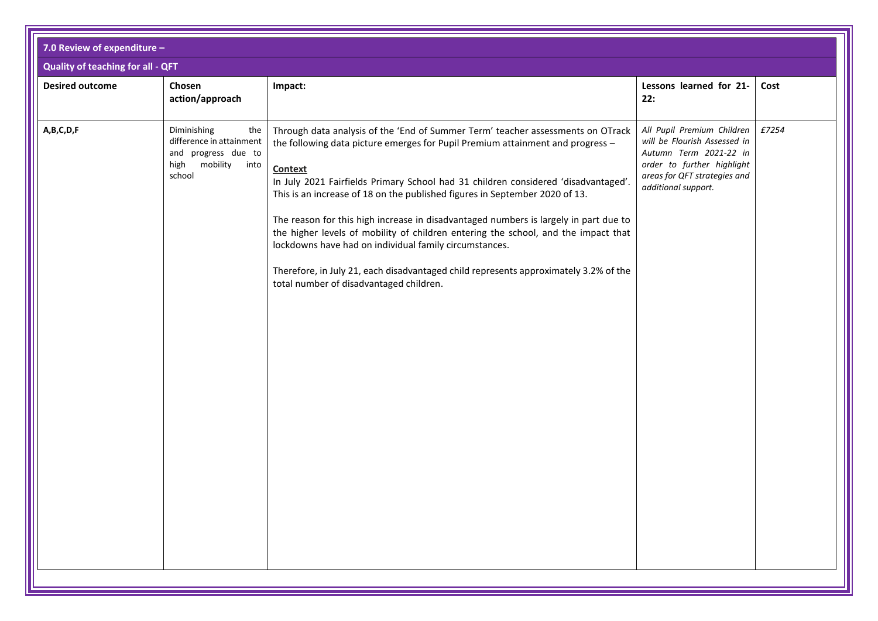## 7.0 Review of expenditure –

### Quality of teaching for all - QFT

| Desired outcome | Chosen action/approach | Impact: | Lessons learned for 21-22: | Cost |
|---|---|---|---|---|
| **A,B,C,D,F** | Diminishing the difference in attainment and progress due to high mobility into school | Through data analysis of the 'End of Summer Term' teacher assessments on OTrack the following data picture emerges for Pupil Premium attainment and progress – <br><br> **Context** <br> In July 2021 Fairfields Primary School had 31 children considered 'disadvantaged'. This is an increase of 18 on the published figures in September 2020 of 13. <br><br> The reason for this high increase in disadvantaged numbers is largely in part due to the higher levels of mobility of children entering the school, and the impact that lockdowns have had on individual family circumstances. <br><br> Therefore, in July 21, each disadvantaged child represents approximately 3.2% of the total number of disadvantaged children. | *All Pupil Premium Children will be Flourish Assessed in Autumn Term 2021-22 in order to further highlight areas for QFT strategies and additional support.* | *£7254* |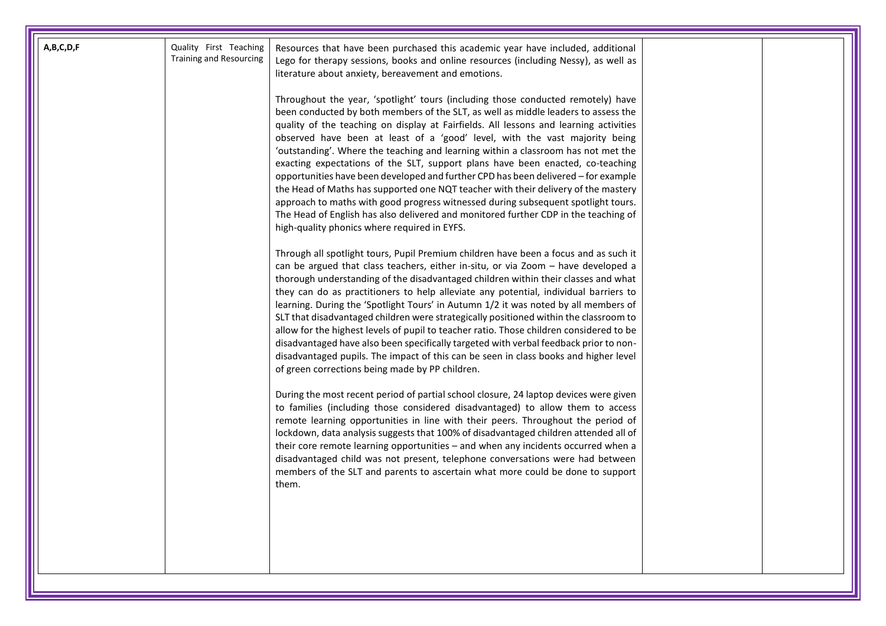| | | | | |
|---|---|---|---|---|
| **A,B,C,D,F** | Quality First Teaching Training and Resourcing | Resources that have been purchased this academic year have included, additional Lego for therapy sessions, books and online resources (including Nessy), as well as literature about anxiety, bereavement and emotions.<br><br>Throughout the year, 'spotlight' tours (including those conducted remotely) have been conducted by both members of the SLT, as well as middle leaders to assess the quality of the teaching on display at Fairfields. All lessons and learning activities observed have been at least of a 'good' level, with the vast majority being 'outstanding'. Where the teaching and learning within a classroom has not met the exacting expectations of the SLT, support plans have been enacted, co-teaching opportunities have been developed and further CPD has been delivered – for example the Head of Maths has supported one NQT teacher with their delivery of the mastery approach to maths with good progress witnessed during subsequent spotlight tours. The Head of English has also delivered and monitored further CDP in the teaching of high-quality phonics where required in EYFS.<br><br>Through all spotlight tours, Pupil Premium children have been a focus and as such it can be argued that class teachers, either in-situ, or via Zoom – have developed a thorough understanding of the disadvantaged children within their classes and what they can do as practitioners to help alleviate any potential, individual barriers to learning. During the 'Spotlight Tours' in Autumn 1/2 it was noted by all members of SLT that disadvantaged children were strategically positioned within the classroom to allow for the highest levels of pupil to teacher ratio. Those children considered to be disadvantaged have also been specifically targeted with verbal feedback prior to non-disadvantaged pupils. The impact of this can be seen in class books and higher level of green corrections being made by PP children.<br><br>During the most recent period of partial school closure, 24 laptop devices were given to families (including those considered disadvantaged) to allow them to access remote learning opportunities in line with their peers. Throughout the period of lockdown, data analysis suggests that 100% of disadvantaged children attended all of their core remote learning opportunities – and when any incidents occurred when a disadvantaged child was not present, telephone conversations were had between members of the SLT and parents to ascertain what more could be done to support them. | | |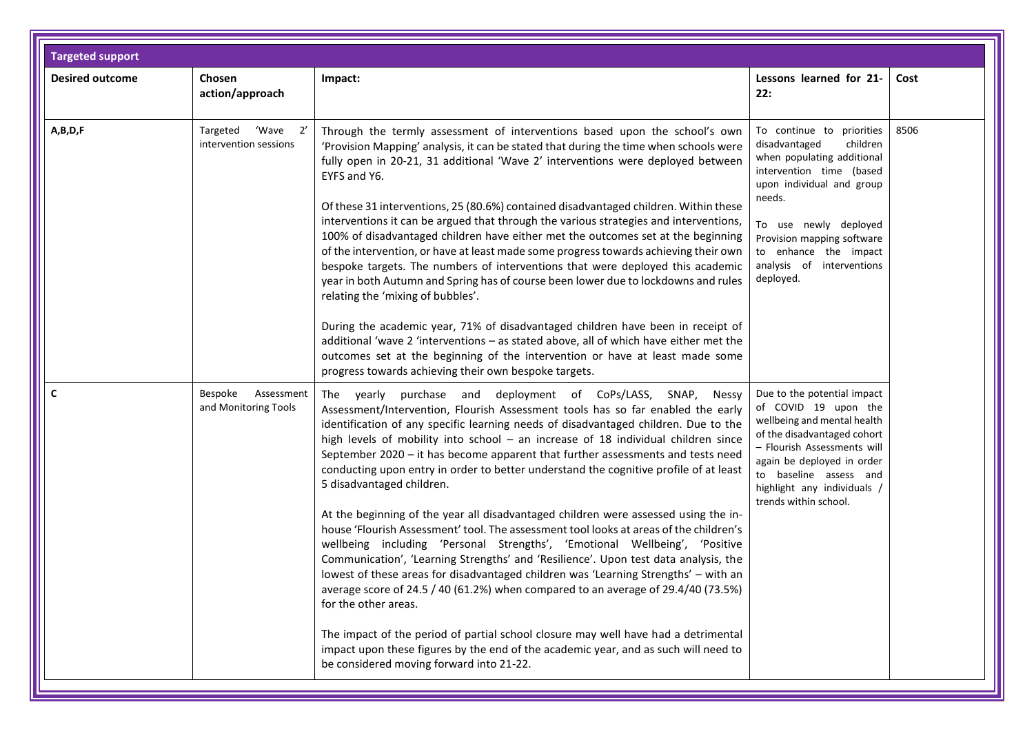| Targeted support | | | | |
|---|---|---|---|---|
| **Desired outcome** | **Chosen action/approach** | **Impact:** | **Lessons learned for 21-22:** | **Cost** |
| **A,B,D,F** | Targeted 'Wave 2' intervention sessions | Through the termly assessment of interventions based upon the school's own 'Provision Mapping' analysis, it can be stated that during the time when schools were fully open in 20-21, 31 additional 'Wave 2' interventions were deployed between EYFS and Y6.<br><br>Of these 31 interventions, 25 (80.6%) contained disadvantaged children. Within these interventions it can be argued that through the various strategies and interventions, 100% of disadvantaged children have either met the outcomes set at the beginning of the intervention, or have at least made some progress towards achieving their own bespoke targets. The numbers of interventions that were deployed this academic year in both Autumn and Spring has of course been lower due to lockdowns and rules relating the 'mixing of bubbles'.<br><br>During the academic year, 71% of disadvantaged children have been in receipt of additional 'wave 2 'interventions – as stated above, all of which have either met the outcomes set at the beginning of the intervention or have at least made some progress towards achieving their own bespoke targets. | To continue to priorities disadvantaged children when populating additional intervention time (based upon individual and group needs.<br><br>To use newly deployed Provision mapping software to enhance the impact analysis of interventions deployed. | 8506 |
| **C** | Bespoke Assessment and Monitoring Tools | The yearly purchase and deployment of CoPs/LASS, SNAP, Nessy Assessment/Intervention, Flourish Assessment tools has so far enabled the early identification of any specific learning needs of disadvantaged children. Due to the high levels of mobility into school – an increase of 18 individual children since September 2020 – it has become apparent that further assessments and tests need conducting upon entry in order to better understand the cognitive profile of at least 5 disadvantaged children.<br><br>At the beginning of the year all disadvantaged children were assessed using the in-house 'Flourish Assessment' tool. The assessment tool looks at areas of the children's wellbeing including 'Personal Strengths', 'Emotional Wellbeing', 'Positive Communication', 'Learning Strengths' and 'Resilience'. Upon test data analysis, the lowest of these areas for disadvantaged children was 'Learning Strengths' – with an average score of 24.5 / 40 (61.2%) when compared to an average of 29.4/40 (73.5%) for the other areas.<br><br>The impact of the period of partial school closure may well have had a detrimental impact upon these figures by the end of the academic year, and as such will need to be considered moving forward into 21-22. | Due to the potential impact of COVID 19 upon the wellbeing and mental health of the disadvantaged cohort – Flourish Assessments will again be deployed in order to baseline assess and highlight any individuals / trends within school. | |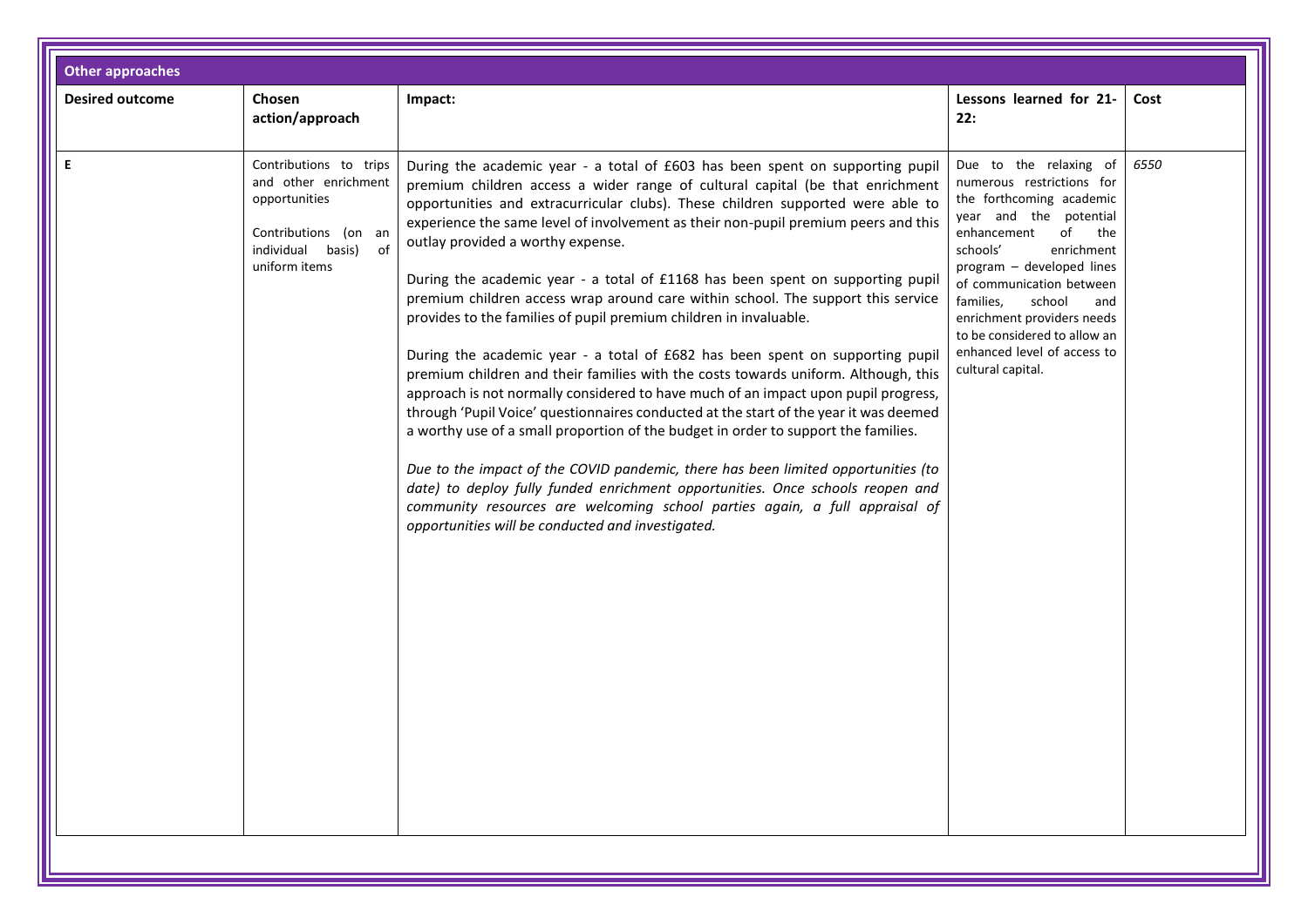| Other approaches | | | | |
|---|---|---|---|---|
| **Desired outcome** | **Chosen action/approach** | **Impact:** | **Lessons learned for 21-22:** | **Cost** |
| E | Contributions to trips and other enrichment opportunities<br><br>Contributions (on an individual basis) of uniform items | During the academic year - a total of £603 has been spent on supporting pupil premium children access a wider range of cultural capital (be that enrichment opportunities and extracurricular clubs). These children supported were able to experience the same level of involvement as their non-pupil premium peers and this outlay provided a worthy expense.<br><br>During the academic year - a total of £1168 has been spent on supporting pupil premium children access wrap around care within school. The support this service provides to the families of pupil premium children in invaluable.<br><br>During the academic year - a total of £682 has been spent on supporting pupil premium children and their families with the costs towards uniform. Although, this approach is not normally considered to have much of an impact upon pupil progress, through 'Pupil Voice' questionnaires conducted at the start of the year it was deemed a worthy use of a small proportion of the budget in order to support the families.<br><br>*Due to the impact of the COVID pandemic, there has been limited opportunities (to date) to deploy fully funded enrichment opportunities. Once schools reopen and community resources are welcoming school parties again, a full appraisal of opportunities will be conducted and investigated.* | Due to the relaxing of numerous restrictions for the forthcoming academic year and the potential enhancement of the schools' enrichment program – developed lines of communication between families, school and enrichment providers needs to be considered to allow an enhanced level of access to cultural capital. | *6550* |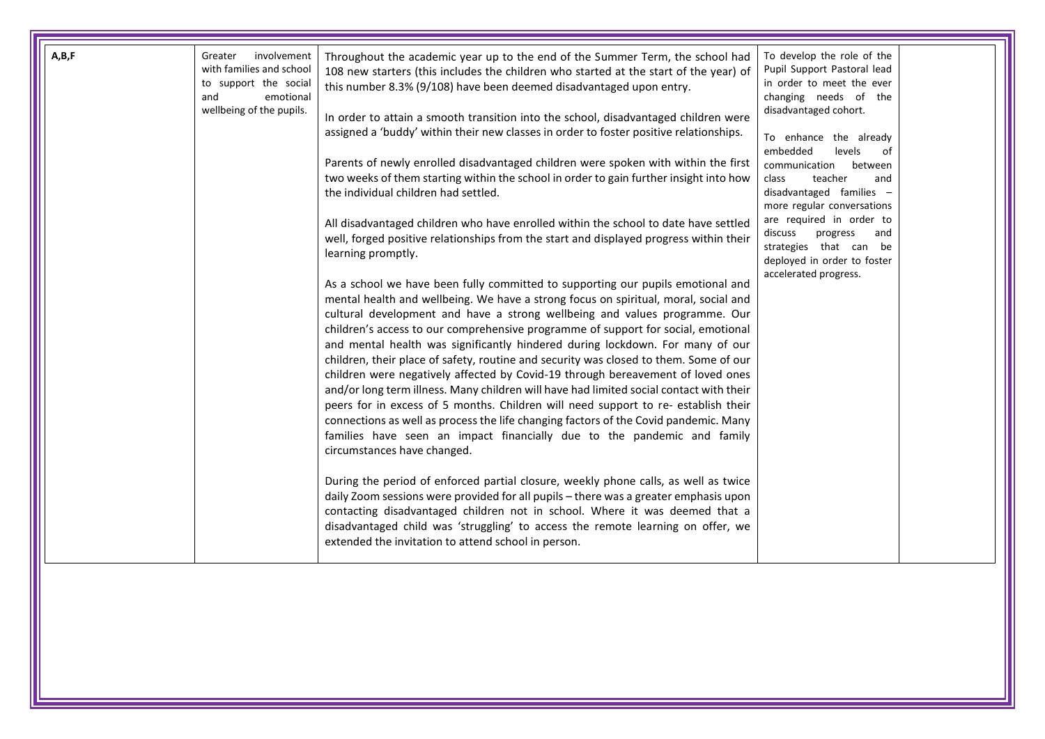| A,B,F | Greater involvement with families and school to support the social and emotional wellbeing of the pupils. | Throughout the academic year up to the end of the Summer Term, the school had 108 new starters (this includes the children who started at the start of the year) of this number 8.3% (9/108) have been deemed disadvantaged upon entry.<br><br>In order to attain a smooth transition into the school, disadvantaged children were assigned a 'buddy' within their new classes in order to foster positive relationships.<br><br>Parents of newly enrolled disadvantaged children were spoken with within the first two weeks of them starting within the school in order to gain further insight into how the individual children had settled.<br><br>All disadvantaged children who have enrolled within the school to date have settled well, forged positive relationships from the start and displayed progress within their learning promptly.<br><br>As a school we have been fully committed to supporting our pupils emotional and mental health and wellbeing. We have a strong focus on spiritual, moral, social and cultural development and have a strong wellbeing and values programme. Our children's access to our comprehensive programme of support for social, emotional and mental health was significantly hindered during lockdown. For many of our children, their place of safety, routine and security was closed to them. Some of our children were negatively affected by Covid-19 through bereavement of loved ones and/or long term illness. Many children will have had limited social contact with their peers for in excess of 5 months. Children will need support to re- establish their connections as well as process the life changing factors of the Covid pandemic. Many families have seen an impact financially due to the pandemic and family circumstances have changed.<br><br>During the period of enforced partial closure, weekly phone calls, as well as twice daily Zoom sessions were provided for all pupils – there was a greater emphasis upon contacting disadvantaged children not in school. Where it was deemed that a disadvantaged child was 'struggling' to access the remote learning on offer, we extended the invitation to attend school in person. | To develop the role of the Pupil Support Pastoral lead in order to meet the ever changing needs of the disadvantaged cohort.<br><br>To enhance the already embedded levels of communication between class teacher and disadvantaged families – more regular conversations are required in order to discuss progress and strategies that can be deployed in order to foster accelerated progress. | |
|---|---|---|---|---|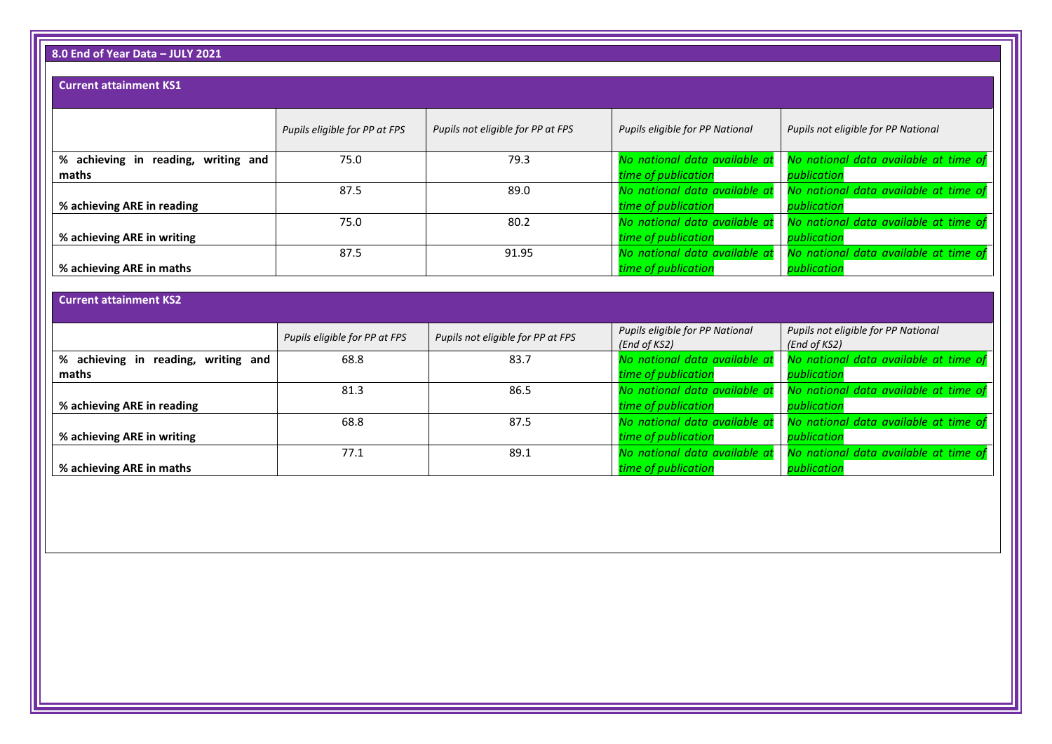## 8.0 End of Year Data – JULY 2021

### Current attainment KS1

| | *Pupils eligible for PP at FPS* | *Pupils not eligible for PP at FPS* | *Pupils eligible for PP National* | *Pupils not eligible for PP National* |
|---|---|---|---|---|
| **% achieving in reading, writing and maths** | 75.0 | 79.3 | *No national data available at time of publication* | *No national data available at time of publication* |
| **% achieving ARE in reading** | 87.5 | 89.0 | *No national data available at time of publication* | *No national data available at time of publication* |
| **% achieving ARE in writing** | 75.0 | 80.2 | *No national data available at time of publication* | *No national data available at time of publication* |
| **% achieving ARE in maths** | 87.5 | 91.95 | *No national data available at time of publication* | *No national data available at time of publication* |

### Current attainment KS2

| | *Pupils eligible for PP at FPS* | *Pupils not eligible for PP at FPS* | *Pupils eligible for PP National (End of KS2)* | *Pupils not eligible for PP National (End of KS2)* |
|---|---|---|---|---|
| **% achieving in reading, writing and maths** | 68.8 | 83.7 | *No national data available at time of publication* | *No national data available at time of publication* |
| **% achieving ARE in reading** | 81.3 | 86.5 | *No national data available at time of publication* | *No national data available at time of publication* |
| **% achieving ARE in writing** | 68.8 | 87.5 | *No national data available at time of publication* | *No national data available at time of publication* |
| **% achieving ARE in maths** | 77.1 | 89.1 | *No national data available at time of publication* | *No national data available at time of publication* |